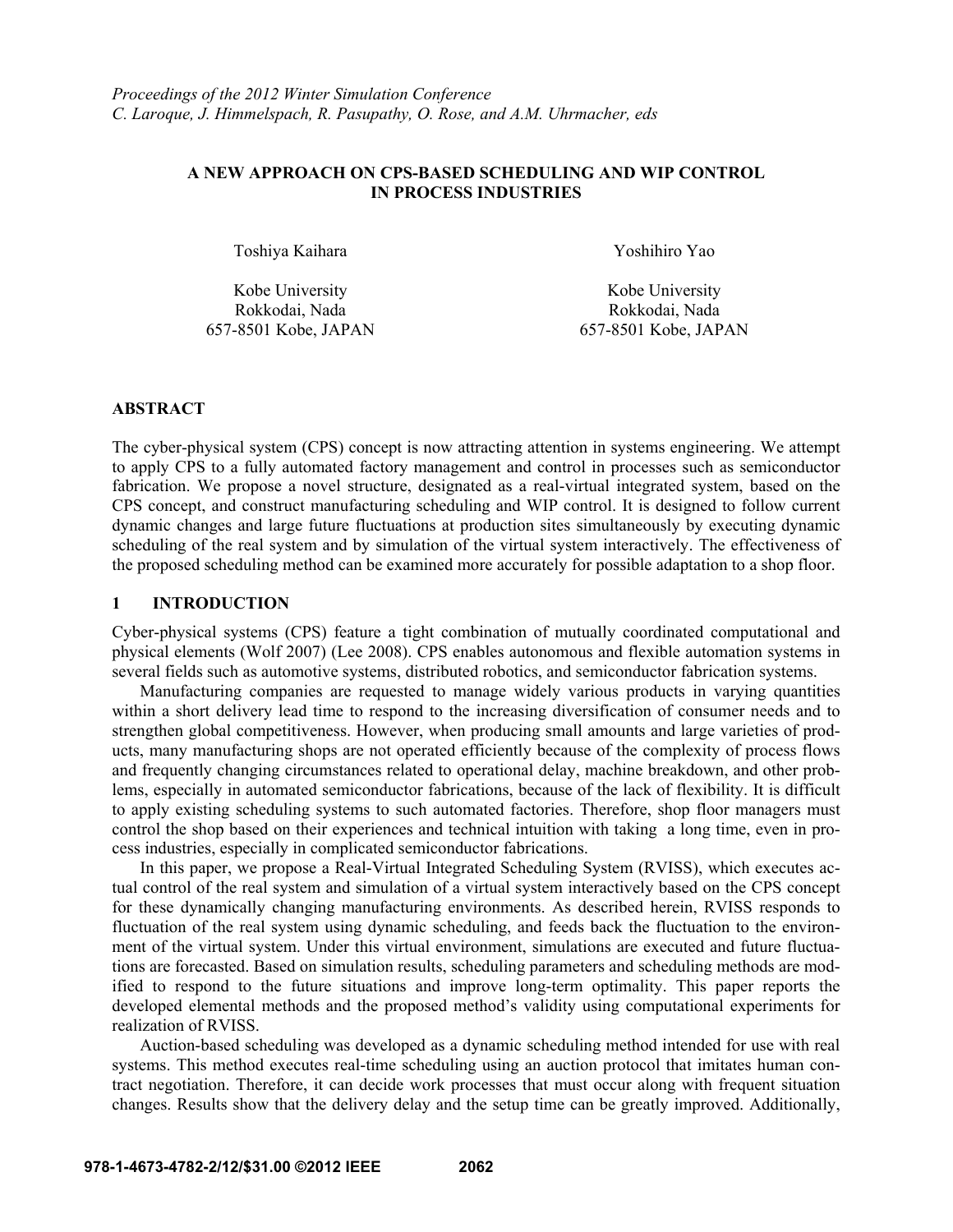*Proceedings of the 2012 Winter Simulation Conference*
*C. Laroque, J. Himmelspach, R. Pasupathy, O. Rose, and A.M. Uhrmacher, eds*

# A NEW APPROACH ON CPS-BASED SCHEDULING AND WIP CONTROL IN PROCESS INDUSTRIES

Toshiya Kaihara
Kobe University
Rokkodai, Nada
657-8501 Kobe, JAPAN

Yoshihiro Yao
Kobe University
Rokkodai, Nada
657-8501 Kobe, JAPAN

## ABSTRACT

The cyber-physical system (CPS) concept is now attracting attention in systems engineering. We attempt to apply CPS to a fully automated factory management and control in processes such as semiconductor fabrication. We propose a novel structure, designated as a real-virtual integrated system, based on the CPS concept, and construct manufacturing scheduling and WIP control. It is designed to follow current dynamic changes and large future fluctuations at production sites simultaneously by executing dynamic scheduling of the real system and by simulation of the virtual system interactively. The effectiveness of the proposed scheduling method can be examined more accurately for possible adaptation to a shop floor.

## 1 INTRODUCTION

Cyber-physical systems (CPS) feature a tight combination of mutually coordinated computational and physical elements (Wolf 2007) (Lee 2008). CPS enables autonomous and flexible automation systems in several fields such as automotive systems, distributed robotics, and semiconductor fabrication systems.

Manufacturing companies are requested to manage widely various products in varying quantities within a short delivery lead time to respond to the increasing diversification of consumer needs and to strengthen global competitiveness. However, when producing small amounts and large varieties of products, many manufacturing shops are not operated efficiently because of the complexity of process flows and frequently changing circumstances related to operational delay, machine breakdown, and other problems, especially in automated semiconductor fabrications, because of the lack of flexibility. It is difficult to apply existing scheduling systems to such automated factories. Therefore, shop floor managers must control the shop based on their experiences and technical intuition with taking a long time, even in process industries, especially in complicated semiconductor fabrications.

In this paper, we propose a Real-Virtual Integrated Scheduling System (RVISS), which executes actual control of the real system and simulation of a virtual system interactively based on the CPS concept for these dynamically changing manufacturing environments. As described herein, RVISS responds to fluctuation of the real system using dynamic scheduling, and feeds back the fluctuation to the environment of the virtual system. Under this virtual environment, simulations are executed and future fluctuations are forecasted. Based on simulation results, scheduling parameters and scheduling methods are modified to respond to the future situations and improve long-term optimality. This paper reports the developed elemental methods and the proposed method's validity using computational experiments for realization of RVISS.

Auction-based scheduling was developed as a dynamic scheduling method intended for use with real systems. This method executes real-time scheduling using an auction protocol that imitates human contract negotiation. Therefore, it can decide work processes that must occur along with frequent situation changes. Results show that the delivery delay and the setup time can be greatly improved. Additionally,

978-1-4673-4782-2/12/$31.00 ©2012 IEEE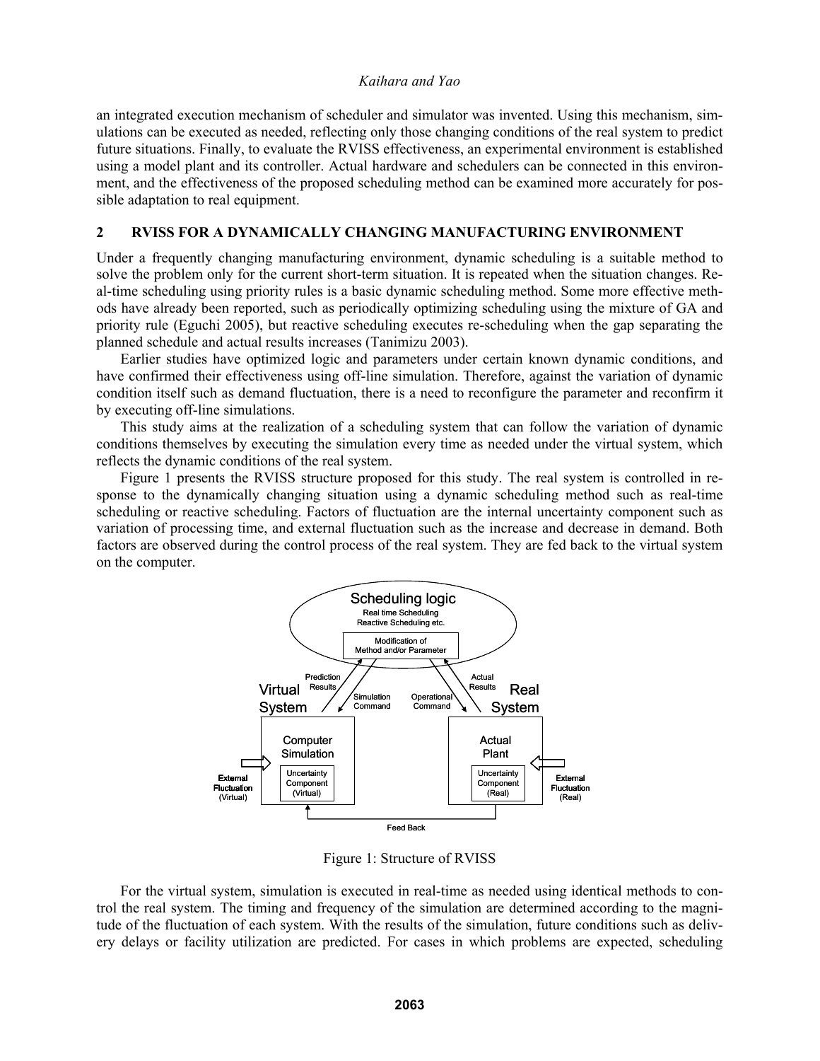an integrated execution mechanism of scheduler and simulator was invented. Using this mechanism, simulations can be executed as needed, reflecting only those changing conditions of the real system to predict future situations. Finally, to evaluate the RVISS effectiveness, an experimental environment is established using a model plant and its controller. Actual hardware and schedulers can be connected in this environment, and the effectiveness of the proposed scheduling method can be examined more accurately for possible adaptation to real equipment.

## 2 RVISS FOR A DYNAMICALLY CHANGING MANUFACTURING ENVIRONMENT

Under a frequently changing manufacturing environment, dynamic scheduling is a suitable method to solve the problem only for the current short-term situation. It is repeated when the situation changes. Real-time scheduling using priority rules is a basic dynamic scheduling method. Some more effective methods have already been reported, such as periodically optimizing scheduling using the mixture of GA and priority rule (Eguchi 2005), but reactive scheduling executes re-scheduling when the gap separating the planned schedule and actual results increases (Tanimizu 2003).

Earlier studies have optimized logic and parameters under certain known dynamic conditions, and have confirmed their effectiveness using off-line simulation. Therefore, against the variation of dynamic condition itself such as demand fluctuation, there is a need to reconfigure the parameter and reconfirm it by executing off-line simulations.

This study aims at the realization of a scheduling system that can follow the variation of dynamic conditions themselves by executing the simulation every time as needed under the virtual system, which reflects the dynamic conditions of the real system.

Figure 1 presents the RVISS structure proposed for this study. The real system is controlled in response to the dynamically changing situation using a dynamic scheduling method such as real-time scheduling or reactive scheduling. Factors of fluctuation are the internal uncertainty component such as variation of processing time, and external fluctuation such as the increase and decrease in demand. Both factors are observed during the control process of the real system. They are fed back to the virtual system on the computer.

Figure 1: Structure of RVISS

For the virtual system, simulation is executed in real-time as needed using identical methods to control the real system. The timing and frequency of the simulation are determined according to the magnitude of the fluctuation of each system. With the results of the simulation, future conditions such as delivery delays or facility utilization are predicted. For cases in which problems are expected, scheduling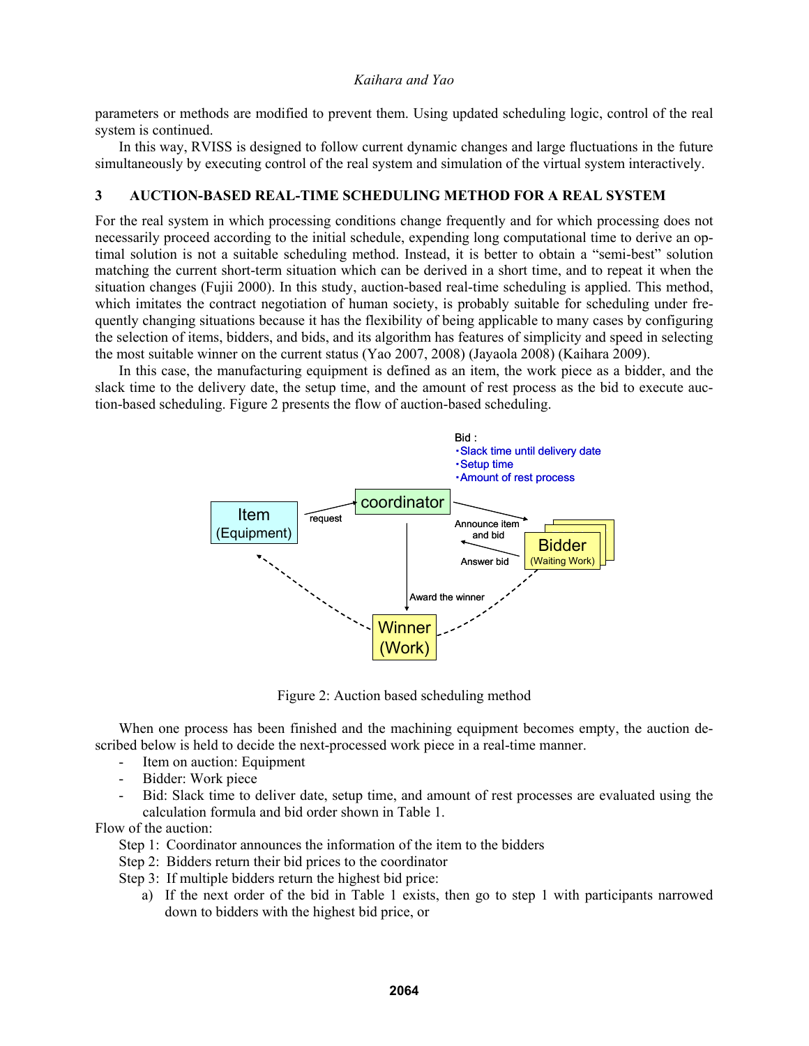parameters or methods are modified to prevent them. Using updated scheduling logic, control of the real system is continued.

In this way, RVISS is designed to follow current dynamic changes and large fluctuations in the future simultaneously by executing control of the real system and simulation of the virtual system interactively.

## 3 AUCTION-BASED REAL-TIME SCHEDULING METHOD FOR A REAL SYSTEM

For the real system in which processing conditions change frequently and for which processing does not necessarily proceed according to the initial schedule, expending long computational time to derive an optimal solution is not a suitable scheduling method. Instead, it is better to obtain a "semi-best" solution matching the current short-term situation which can be derived in a short time, and to repeat it when the situation changes (Fujii 2000). In this study, auction-based real-time scheduling is applied. This method, which imitates the contract negotiation of human society, is probably suitable for scheduling under frequently changing situations because it has the flexibility of being applicable to many cases by configuring the selection of items, bidders, and bids, and its algorithm has features of simplicity and speed in selecting the most suitable winner on the current status (Yao 2007, 2008) (Jayaola 2008) (Kaihara 2009).

In this case, the manufacturing equipment is defined as an item, the work piece as a bidder, and the slack time to the delivery date, the setup time, and the amount of rest process as the bid to execute auction-based scheduling. Figure 2 presents the flow of auction-based scheduling.

Bid :
・Slack time until delivery date
・Setup time
・Amount of rest process

Item (Equipment) — request → coordinator — Announce item and bid → Bidder (Waiting Work); Bidder — Answer bid → coordinator; coordinator — Award the winner → Winner (Work)

Figure 2: Auction based scheduling method

When one process has been finished and the machining equipment becomes empty, the auction described below is held to decide the next-processed work piece in a real-time manner.

- Item on auction: Equipment
- Bidder: Work piece
- Bid: Slack time to deliver date, setup time, and amount of rest processes are evaluated using the calculation formula and bid order shown in Table 1.

Flow of the auction:

Step 1: Coordinator announces the information of the item to the bidders

Step 2: Bidders return their bid prices to the coordinator

Step 3: If multiple bidders return the highest bid price:

a) If the next order of the bid in Table 1 exists, then go to step 1 with participants narrowed down to bidders with the highest bid price, or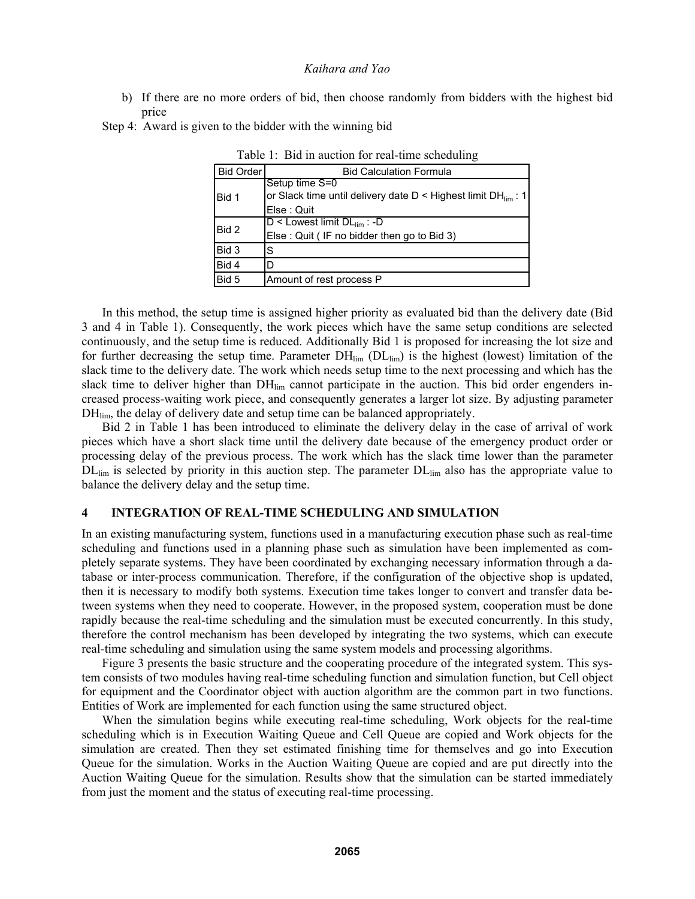b) If there are no more orders of bid, then choose randomly from bidders with the highest bid price

Step 4: Award is given to the bidder with the winning bid

Table 1: Bid in auction for real-time scheduling

| Bid Order | Bid Calculation Formula |
| --- | --- |
| Bid 1 | Setup time S=0<br>or Slack time until delivery date D < Highest limit $DH_{lim}$ : 1<br>Else : Quit |
| Bid 2 | D < Lowest limit $DL_{lim}$ : -D<br>Else : Quit ( IF no bidder then go to Bid 3) |
| Bid 3 | S |
| Bid 4 | D |
| Bid 5 | Amount of rest process P |

In this method, the setup time is assigned higher priority as evaluated bid than the delivery date (Bid 3 and 4 in Table 1). Consequently, the work pieces which have the same setup conditions are selected continuously, and the setup time is reduced. Additionally Bid 1 is proposed for increasing the lot size and for further decreasing the setup time. Parameter $DH_{lim}$ ($DL_{lim}$) is the highest (lowest) limitation of the slack time to the delivery date. The work which needs setup time to the next processing and which has the slack time to deliver higher than $DH_{lim}$ cannot participate in the auction. This bid order engenders increased process-waiting work piece, and consequently generates a larger lot size. By adjusting parameter $DH_{lim}$, the delay of delivery date and setup time can be balanced appropriately.

Bid 2 in Table 1 has been introduced to eliminate the delivery delay in the case of arrival of work pieces which have a short slack time until the delivery date because of the emergency product order or processing delay of the previous process. The work which has the slack time lower than the parameter $DL_{lim}$ is selected by priority in this auction step. The parameter $DL_{lim}$ also has the appropriate value to balance the delivery delay and the setup time.

## 4 INTEGRATION OF REAL-TIME SCHEDULING AND SIMULATION

In an existing manufacturing system, functions used in a manufacturing execution phase such as real-time scheduling and functions used in a planning phase such as simulation have been implemented as completely separate systems. They have been coordinated by exchanging necessary information through a database or inter-process communication. Therefore, if the configuration of the objective shop is updated, then it is necessary to modify both systems. Execution time takes longer to convert and transfer data between systems when they need to cooperate. However, in the proposed system, cooperation must be done rapidly because the real-time scheduling and the simulation must be executed concurrently. In this study, therefore the control mechanism has been developed by integrating the two systems, which can execute real-time scheduling and simulation using the same system models and processing algorithms.

Figure 3 presents the basic structure and the cooperating procedure of the integrated system. This system consists of two modules having real-time scheduling function and simulation function, but Cell object for equipment and the Coordinator object with auction algorithm are the common part in two functions. Entities of Work are implemented for each function using the same structured object.

When the simulation begins while executing real-time scheduling, Work objects for the real-time scheduling which is in Execution Waiting Queue and Cell Queue are copied and Work objects for the simulation are created. Then they set estimated finishing time for themselves and go into Execution Queue for the simulation. Works in the Auction Waiting Queue are copied and are put directly into the Auction Waiting Queue for the simulation. Results show that the simulation can be started immediately from just the moment and the status of executing real-time processing.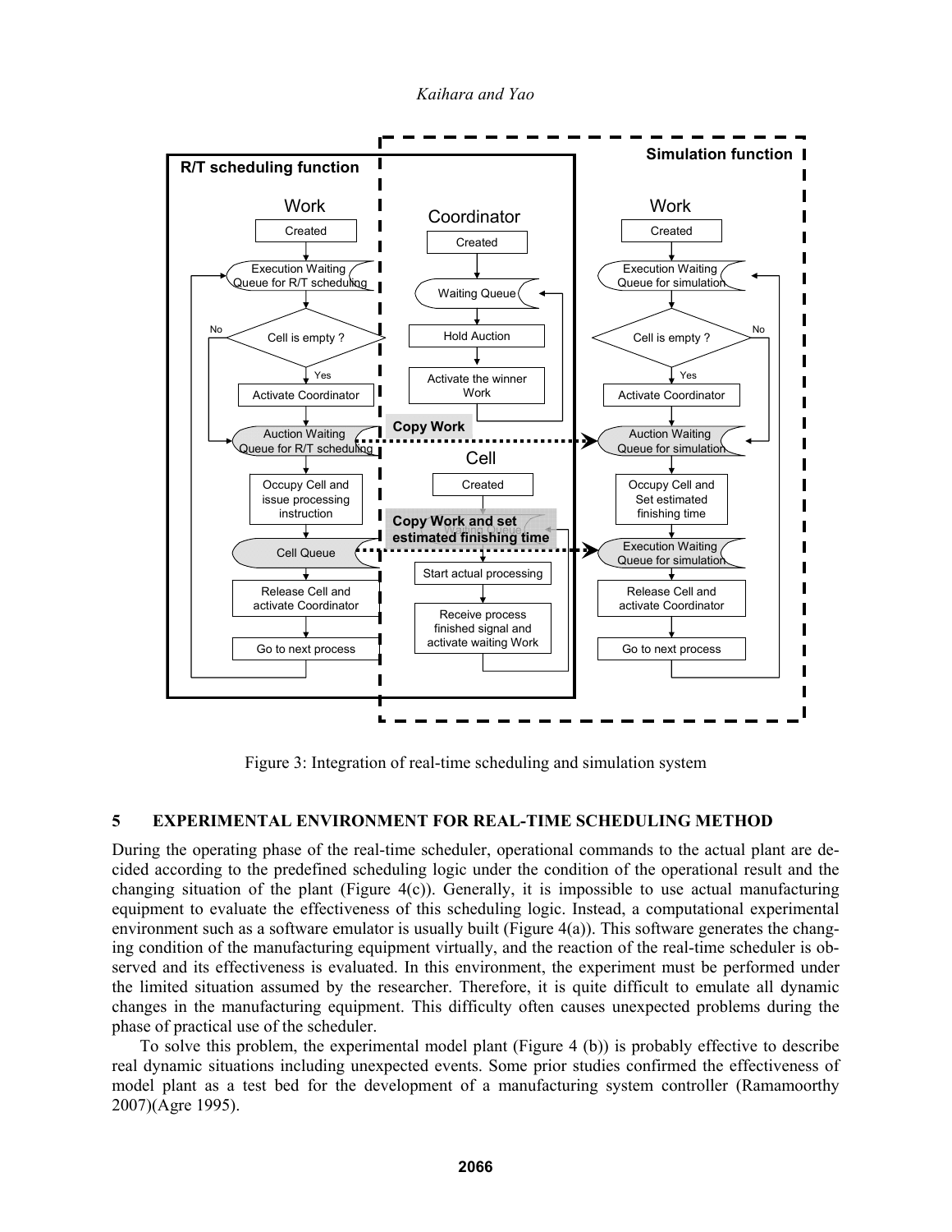Figure 3: Integration of real-time scheduling and simulation system

## 5 EXPERIMENTAL ENVIRONMENT FOR REAL-TIME SCHEDULING METHOD

During the operating phase of the real-time scheduler, operational commands to the actual plant are decided according to the predefined scheduling logic under the condition of the operational result and the changing situation of the plant (Figure 4(c)). Generally, it is impossible to use actual manufacturing equipment to evaluate the effectiveness of this scheduling logic. Instead, a computational experimental environment such as a software emulator is usually built (Figure 4(a)). This software generates the changing condition of the manufacturing equipment virtually, and the reaction of the real-time scheduler is observed and its effectiveness is evaluated. In this environment, the experiment must be performed under the limited situation assumed by the researcher. Therefore, it is quite difficult to emulate all dynamic changes in the manufacturing equipment. This difficulty often causes unexpected problems during the phase of practical use of the scheduler.

To solve this problem, the experimental model plant (Figure 4 (b)) is probably effective to describe real dynamic situations including unexpected events. Some prior studies confirmed the effectiveness of model plant as a test bed for the development of a manufacturing system controller (Ramamoorthy 2007)(Agre 1995).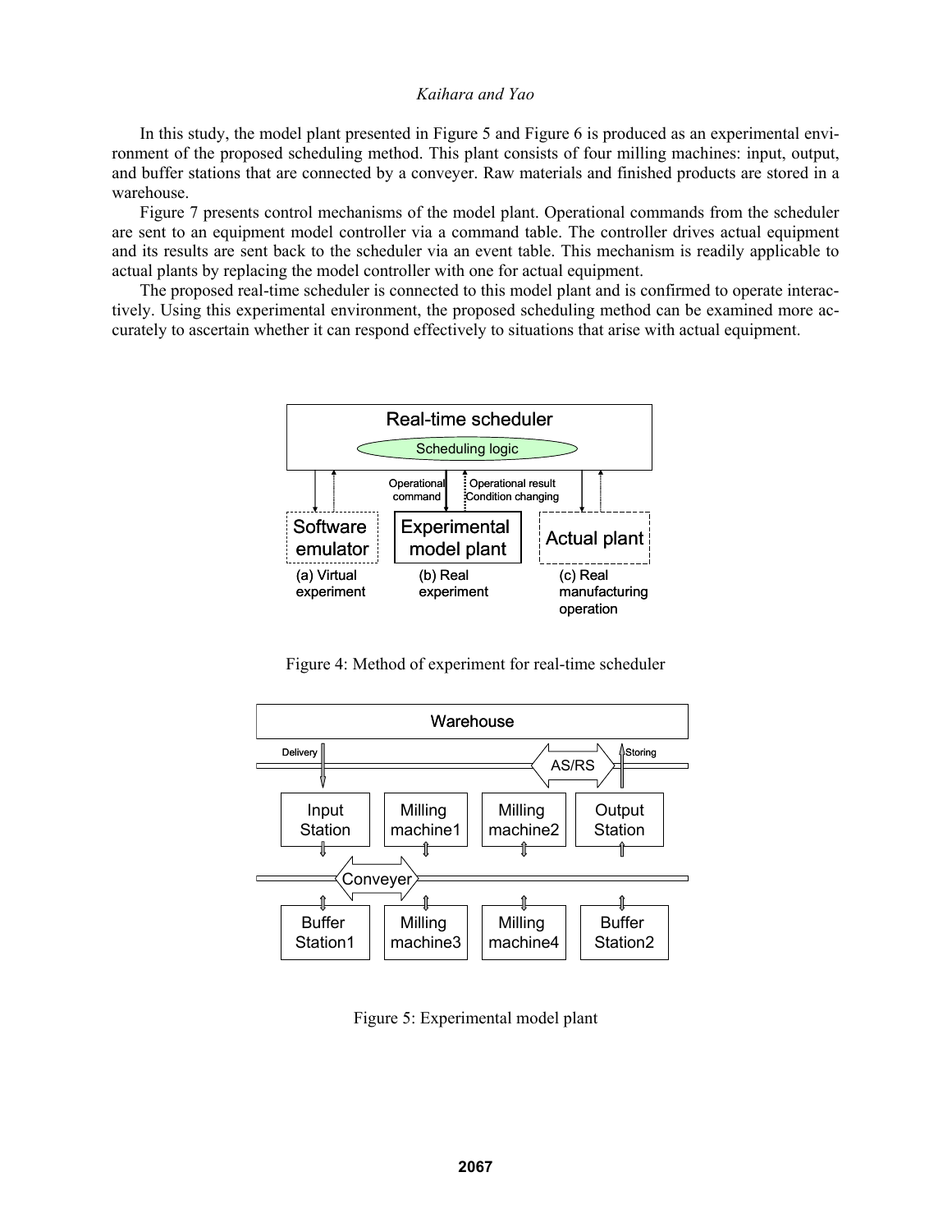In this study, the model plant presented in Figure 5 and Figure 6 is produced as an experimental environment of the proposed scheduling method. This plant consists of four milling machines: input, output, and buffer stations that are connected by a conveyer. Raw materials and finished products are stored in a warehouse.

Figure 7 presents control mechanisms of the model plant. Operational commands from the scheduler are sent to an equipment model controller via a command table. The controller drives actual equipment and its results are sent back to the scheduler via an event table. This mechanism is readily applicable to actual plants by replacing the model controller with one for actual equipment.

The proposed real-time scheduler is connected to this model plant and is confirmed to operate interactively. Using this experimental environment, the proposed scheduling method can be examined more accurately to ascertain whether it can respond effectively to situations that arise with actual equipment.

Figure 4: Method of experiment for real-time scheduler

Figure 5: Experimental model plant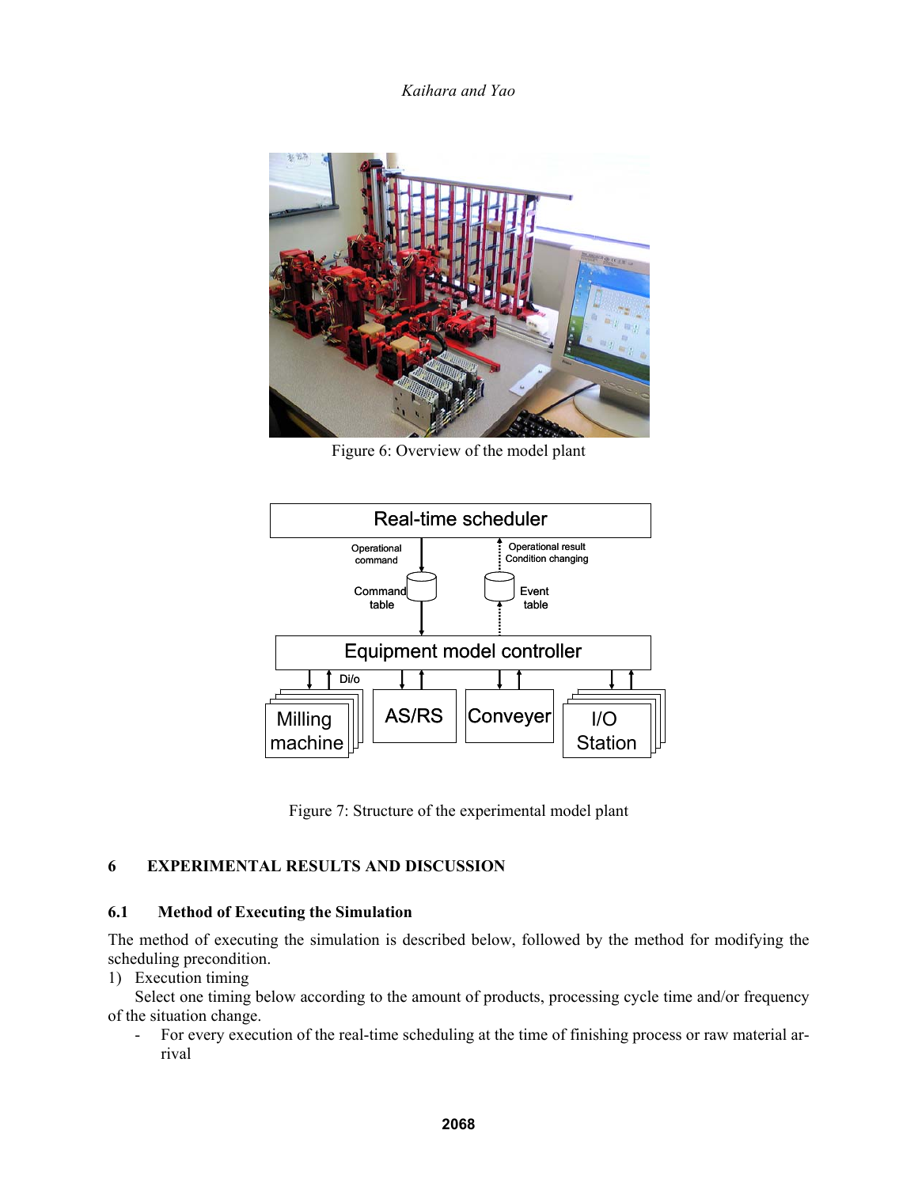Figure 6: Overview of the model plant

Figure 7: Structure of the experimental model plant

## 6 EXPERIMENTAL RESULTS AND DISCUSSION

### 6.1 Method of Executing the Simulation

The method of executing the simulation is described below, followed by the method for modifying the scheduling precondition.

1) Execution timing

Select one timing below according to the amount of products, processing cycle time and/or frequency of the situation change.

- For every execution of the real-time scheduling at the time of finishing process or raw material arrival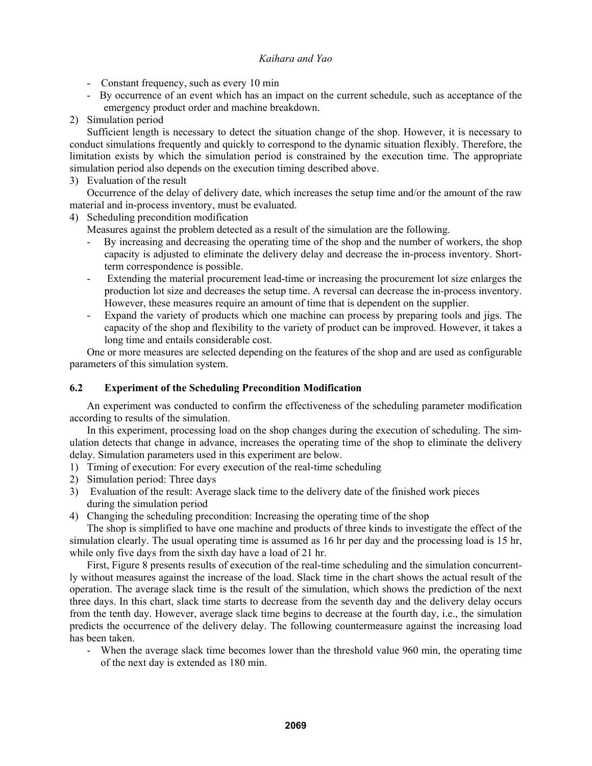- Constant frequency, such as every 10 min
- By occurrence of an event which has an impact on the current schedule, such as acceptance of the emergency product order and machine breakdown.

2) Simulation period

Sufficient length is necessary to detect the situation change of the shop. However, it is necessary to conduct simulations frequently and quickly to correspond to the dynamic situation flexibly. Therefore, the limitation exists by which the simulation period is constrained by the execution time. The appropriate simulation period also depends on the execution timing described above.

3) Evaluation of the result

Occurrence of the delay of delivery date, which increases the setup time and/or the amount of the raw material and in-process inventory, must be evaluated.

4) Scheduling precondition modification

Measures against the problem detected as a result of the simulation are the following.

- By increasing and decreasing the operating time of the shop and the number of workers, the shop capacity is adjusted to eliminate the delivery delay and decrease the in-process inventory. Short-term correspondence is possible.
- Extending the material procurement lead-time or increasing the procurement lot size enlarges the production lot size and decreases the setup time. A reversal can decrease the in-process inventory. However, these measures require an amount of time that is dependent on the supplier.
- Expand the variety of products which one machine can process by preparing tools and jigs. The capacity of the shop and flexibility to the variety of product can be improved. However, it takes a long time and entails considerable cost.

One or more measures are selected depending on the features of the shop and are used as configurable parameters of this simulation system.

### 6.2 Experiment of the Scheduling Precondition Modification

An experiment was conducted to confirm the effectiveness of the scheduling parameter modification according to results of the simulation.

In this experiment, processing load on the shop changes during the execution of scheduling. The simulation detects that change in advance, increases the operating time of the shop to eliminate the delivery delay. Simulation parameters used in this experiment are below.

1) Timing of execution: For every execution of the real-time scheduling
2) Simulation period: Three days
3) Evaluation of the result: Average slack time to the delivery date of the finished work pieces during the simulation period
4) Changing the scheduling precondition: Increasing the operating time of the shop

The shop is simplified to have one machine and products of three kinds to investigate the effect of the simulation clearly. The usual operating time is assumed as 16 hr per day and the processing load is 15 hr, while only five days from the sixth day have a load of 21 hr.

First, Figure 8 presents results of execution of the real-time scheduling and the simulation concurrently without measures against the increase of the load. Slack time in the chart shows the actual result of the operation. The average slack time is the result of the simulation, which shows the prediction of the next three days. In this chart, slack time starts to decrease from the seventh day and the delivery delay occurs from the tenth day. However, average slack time begins to decrease at the fourth day, i.e., the simulation predicts the occurrence of the delivery delay. The following countermeasure against the increasing load has been taken.

- When the average slack time becomes lower than the threshold value 960 min, the operating time of the next day is extended as 180 min.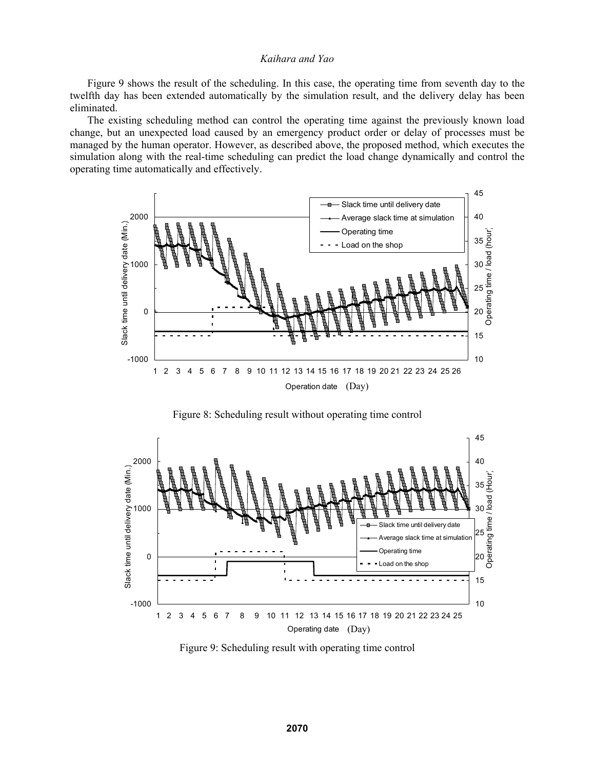Figure 9 shows the result of the scheduling. In this case, the operating time from seventh day to the twelfth day has been extended automatically by the simulation result, and the delivery delay has been eliminated.

The existing scheduling method can control the operating time against the previously known load change, but an unexpected load caused by an emergency product order or delay of processes must be managed by the human operator. However, as described above, the proposed method, which executes the simulation along with the real-time scheduling can predict the load change dynamically and control the operating time automatically and effectively.

Figure 8: Scheduling result without operating time control

Figure 9: Scheduling result with operating time control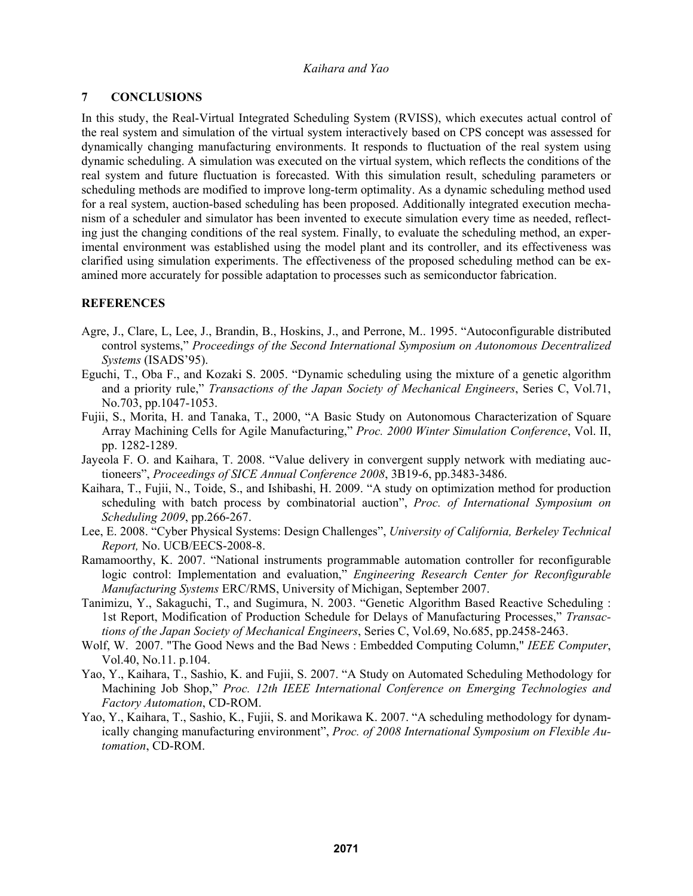## 7 CONCLUSIONS

In this study, the Real-Virtual Integrated Scheduling System (RVISS), which executes actual control of the real system and simulation of the virtual system interactively based on CPS concept was assessed for dynamically changing manufacturing environments. It responds to fluctuation of the real system using dynamic scheduling. A simulation was executed on the virtual system, which reflects the conditions of the real system and future fluctuation is forecasted. With this simulation result, scheduling parameters or scheduling methods are modified to improve long-term optimality. As a dynamic scheduling method used for a real system, auction-based scheduling has been proposed. Additionally integrated execution mechanism of a scheduler and simulator has been invented to execute simulation every time as needed, reflecting just the changing conditions of the real system. Finally, to evaluate the scheduling method, an experimental environment was established using the model plant and its controller, and its effectiveness was clarified using simulation experiments. The effectiveness of the proposed scheduling method can be examined more accurately for possible adaptation to processes such as semiconductor fabrication.

## REFERENCES

Agre, J., Clare, L, Lee, J., Brandin, B., Hoskins, J., and Perrone, M.. 1995. "Autoconfigurable distributed control systems," *Proceedings of the Second International Symposium on Autonomous Decentralized Systems* (ISADS'95).

Eguchi, T., Oba F., and Kozaki S. 2005. "Dynamic scheduling using the mixture of a genetic algorithm and a priority rule," *Transactions of the Japan Society of Mechanical Engineers*, Series C, Vol.71, No.703, pp.1047-1053.

Fujii, S., Morita, H. and Tanaka, T., 2000, "A Basic Study on Autonomous Characterization of Square Array Machining Cells for Agile Manufacturing," *Proc. 2000 Winter Simulation Conference*, Vol. II, pp. 1282-1289.

Jayeola F. O. and Kaihara, T. 2008. "Value delivery in convergent supply network with mediating auctioneers", *Proceedings of SICE Annual Conference 2008*, 3B19-6, pp.3483-3486.

Kaihara, T., Fujii, N., Toide, S., and Ishibashi, H. 2009. "A study on optimization method for production scheduling with batch process by combinatorial auction", *Proc. of International Symposium on Scheduling 2009*, pp.266-267.

Lee, E. 2008. "Cyber Physical Systems: Design Challenges", *University of California, Berkeley Technical Report,* No. UCB/EECS-2008-8.

Ramamoorthy, K. 2007. "National instruments programmable automation controller for reconfigurable logic control: Implementation and evaluation," *Engineering Research Center for Reconfigurable Manufacturing Systems* ERC/RMS, University of Michigan, September 2007.

Tanimizu, Y., Sakaguchi, T., and Sugimura, N. 2003. "Genetic Algorithm Based Reactive Scheduling : 1st Report, Modification of Production Schedule for Delays of Manufacturing Processes," *Transactions of the Japan Society of Mechanical Engineers*, Series C, Vol.69, No.685, pp.2458-2463.

Wolf, W. 2007. "The Good News and the Bad News : Embedded Computing Column," *IEEE Computer*, Vol.40, No.11. p.104.

Yao, Y., Kaihara, T., Sashio, K. and Fujii, S. 2007. "A Study on Automated Scheduling Methodology for Machining Job Shop," *Proc. 12th IEEE International Conference on Emerging Technologies and Factory Automation*, CD-ROM.

Yao, Y., Kaihara, T., Sashio, K., Fujii, S. and Morikawa K. 2007. "A scheduling methodology for dynamically changing manufacturing environment", *Proc. of 2008 International Symposium on Flexible Automation*, CD-ROM.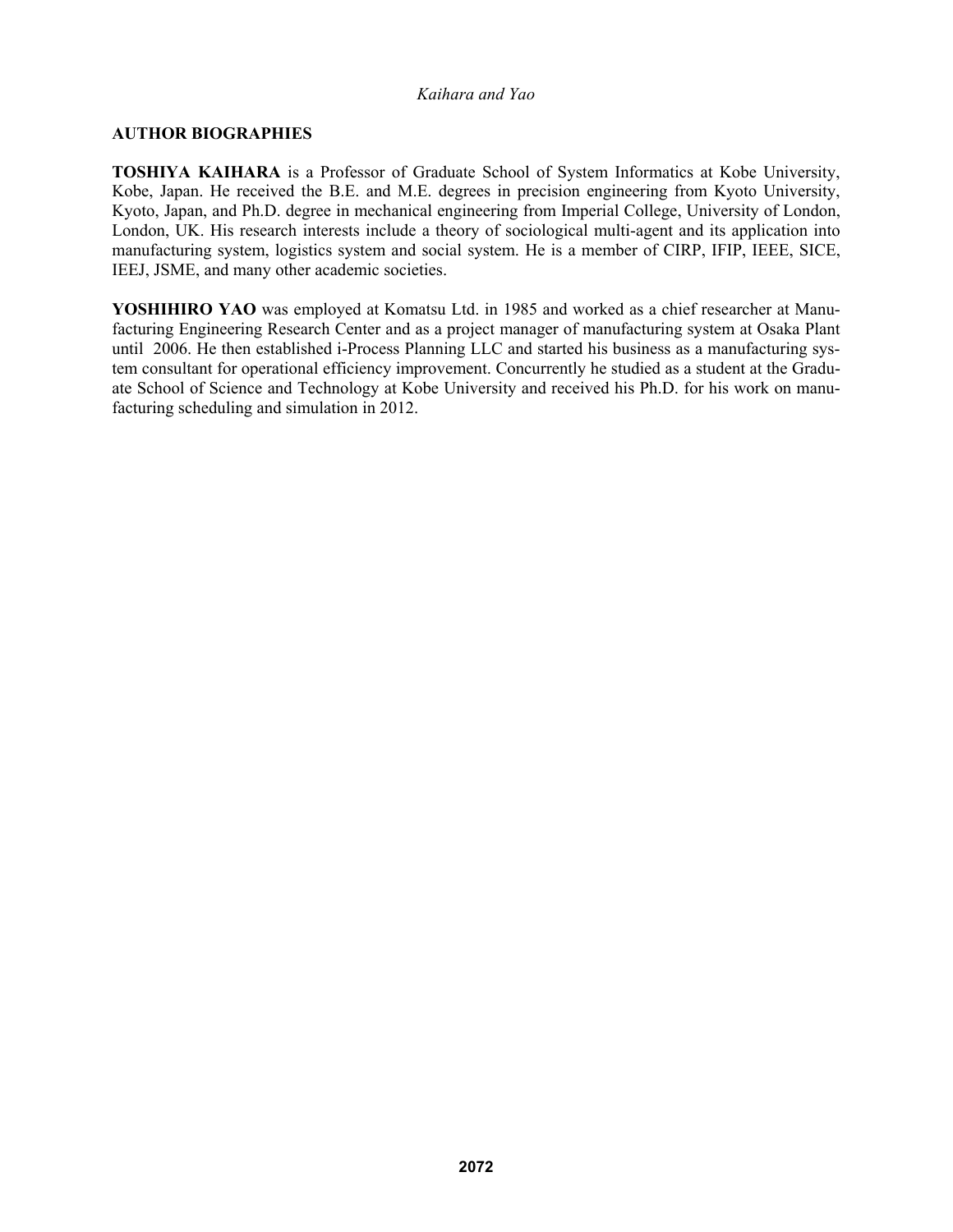## AUTHOR BIOGRAPHIES

**TOSHIYA KAIHARA** is a Professor of Graduate School of System Informatics at Kobe University, Kobe, Japan. He received the B.E. and M.E. degrees in precision engineering from Kyoto University, Kyoto, Japan, and Ph.D. degree in mechanical engineering from Imperial College, University of London, London, UK. His research interests include a theory of sociological multi-agent and its application into manufacturing system, logistics system and social system. He is a member of CIRP, IFIP, IEEE, SICE, IEEJ, JSME, and many other academic societies.

**YOSHIHIRO YAO** was employed at Komatsu Ltd. in 1985 and worked as a chief researcher at Manufacturing Engineering Research Center and as a project manager of manufacturing system at Osaka Plant until 2006. He then established i-Process Planning LLC and started his business as a manufacturing system consultant for operational efficiency improvement. Concurrently he studied as a student at the Graduate School of Science and Technology at Kobe University and received his Ph.D. for his work on manufacturing scheduling and simulation in 2012.